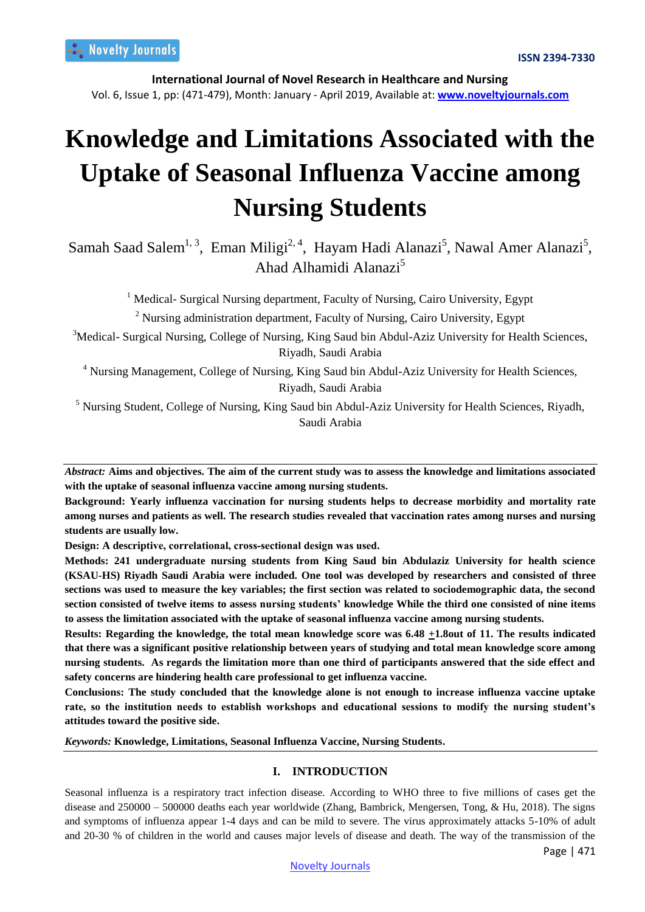# Knowledge and Limitations Associated with the Uptake of Seasonal Influenza Vaccine among Nursing Students

Samah Saad Salem[1, 3], Eman Miligi[2, 4], Hayam Hadi Alanazi[5], Nawal Amer Alanazi[5], Ahad Alhamidi Alanazi[5]

[1] Medical- Surgical Nursing department, Faculty of Nursing, Cairo University, Egypt

[2] Nursing administration department, Faculty of Nursing, Cairo University, Egypt

[3] Medical- Surgical Nursing, College of Nursing, King Saud bin Abdul-Aziz University for Health Sciences, Riyadh, Saudi Arabia

[4] Nursing Management, College of Nursing, King Saud bin Abdul-Aziz University for Health Sciences, Riyadh, Saudi Arabia

[5] Nursing Student, College of Nursing, King Saud bin Abdul-Aziz University for Health Sciences, Riyadh, Saudi Arabia

***Abstract:*** **Aims and objectives. The aim of the current study was to assess the knowledge and limitations associated with the uptake of seasonal influenza vaccine among nursing students.**

**Background: Yearly influenza vaccination for nursing students helps to decrease morbidity and mortality rate among nurses and patients as well. The research studies revealed that vaccination rates among nurses and nursing students are usually low.**

**Design: A descriptive, correlational, cross-sectional design was used.**

**Methods: 241 undergraduate nursing students from King Saud bin Abdulaziz University for health science (KSAU-HS) Riyadh Saudi Arabia were included. One tool was developed by researchers and consisted of three sections was used to measure the key variables; the first section was related to sociodemographic data, the second section consisted of twelve items to assess nursing students' knowledge While the third one consisted of nine items to assess the limitation associated with the uptake of seasonal influenza vaccine among nursing students.**

**Results: Regarding the knowledge, the total mean knowledge score was 6.48 ±1.8out of 11. The results indicated that there was a significant positive relationship between years of studying and total mean knowledge score among nursing students. As regards the limitation more than one third of participants answered that the side effect and safety concerns are hindering health care professional to get influenza vaccine.**

**Conclusions: The study concluded that the knowledge alone is not enough to increase influenza vaccine uptake rate, so the institution needs to establish workshops and educational sessions to modify the nursing student's attitudes toward the positive side.**

***Keywords:*** **Knowledge, Limitations, Seasonal Influenza Vaccine, Nursing Students.**

## I. INTRODUCTION

Seasonal influenza is a respiratory tract infection disease. According to WHO three to five millions of cases get the disease and 250000 – 500000 deaths each year worldwide (Zhang, Bambrick, Mengersen, Tong, & Hu, 2018). The signs and symptoms of influenza appear 1-4 days and can be mild to severe. The virus approximately attacks 5-10% of adult and 20-30 % of children in the world and causes major levels of disease and death. The way of the transmission of the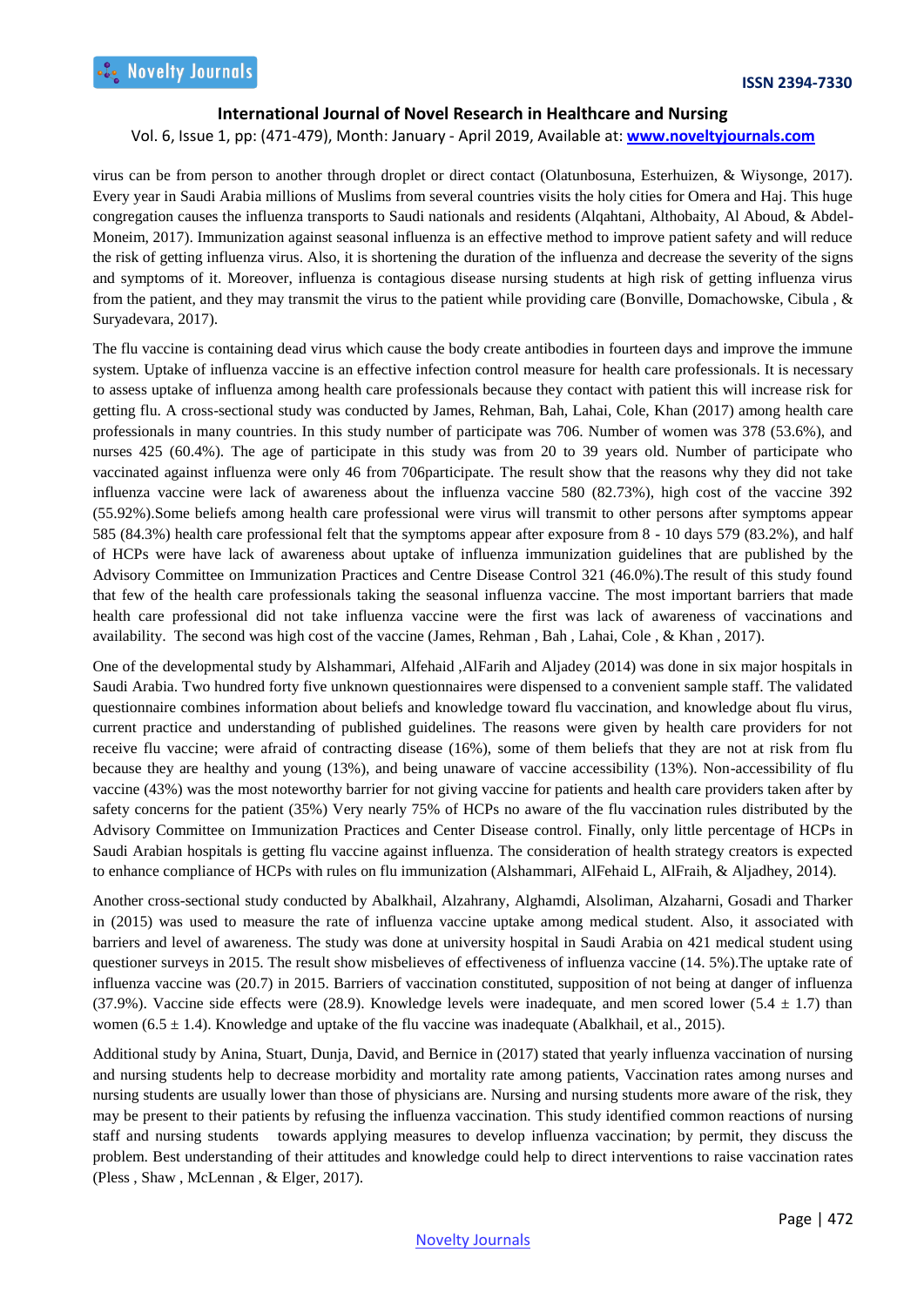virus can be from person to another through droplet or direct contact (Olatunbosuna, Esterhuizen, & Wiysonge, 2017). Every year in Saudi Arabia millions of Muslims from several countries visits the holy cities for Omera and Haj. This huge congregation causes the influenza transports to Saudi nationals and residents (Alqahtani, Althobaity, Al Aboud, & Abdel-Moneim, 2017). Immunization against seasonal influenza is an effective method to improve patient safety and will reduce the risk of getting influenza virus. Also, it is shortening the duration of the influenza and decrease the severity of the signs and symptoms of it. Moreover, influenza is contagious disease nursing students at high risk of getting influenza virus from the patient, and they may transmit the virus to the patient while providing care (Bonville, Domachowske, Cibula , & Suryadevara, 2017).

The flu vaccine is containing dead virus which cause the body create antibodies in fourteen days and improve the immune system. Uptake of influenza vaccine is an effective infection control measure for health care professionals. It is necessary to assess uptake of influenza among health care professionals because they contact with patient this will increase risk for getting flu. A cross-sectional study was conducted by James, Rehman, Bah, Lahai, Cole, Khan (2017) among health care professionals in many countries. In this study number of participate was 706. Number of women was 378 (53.6%), and nurses 425 (60.4%). The age of participate in this study was from 20 to 39 years old. Number of participate who vaccinated against influenza were only 46 from 706participate. The result show that the reasons why they did not take influenza vaccine were lack of awareness about the influenza vaccine 580 (82.73%), high cost of the vaccine 392 (55.92%).Some beliefs among health care professional were virus will transmit to other persons after symptoms appear 585 (84.3%) health care professional felt that the symptoms appear after exposure from 8 - 10 days 579 (83.2%), and half of HCPs were have lack of awareness about uptake of influenza immunization guidelines that are published by the Advisory Committee on Immunization Practices and Centre Disease Control 321 (46.0%).The result of this study found that few of the health care professionals taking the seasonal influenza vaccine. The most important barriers that made health care professional did not take influenza vaccine were the first was lack of awareness of vaccinations and availability. The second was high cost of the vaccine (James, Rehman , Bah , Lahai, Cole , & Khan , 2017).

One of the developmental study by Alshammari, Alfehaid ,AlFarih and Aljadey (2014) was done in six major hospitals in Saudi Arabia. Two hundred forty five unknown questionnaires were dispensed to a convenient sample staff. The validated questionnaire combines information about beliefs and knowledge toward flu vaccination, and knowledge about flu virus, current practice and understanding of published guidelines. The reasons were given by health care providers for not receive flu vaccine; were afraid of contracting disease (16%), some of them beliefs that they are not at risk from flu because they are healthy and young (13%), and being unaware of vaccine accessibility (13%). Non-accessibility of flu vaccine (43%) was the most noteworthy barrier for not giving vaccine for patients and health care providers taken after by safety concerns for the patient (35%) Very nearly 75% of HCPs no aware of the flu vaccination rules distributed by the Advisory Committee on Immunization Practices and Center Disease control. Finally, only little percentage of HCPs in Saudi Arabian hospitals is getting flu vaccine against influenza. The consideration of health strategy creators is expected to enhance compliance of HCPs with rules on flu immunization (Alshammari, AlFehaid L, AlFraih, & Aljadhey, 2014).

Another cross-sectional study conducted by Abalkhail, Alzahrany, Alghamdi, Alsoliman, Alzaharni, Gosadi and Tharker in (2015) was used to measure the rate of influenza vaccine uptake among medical student. Also, it associated with barriers and level of awareness. The study was done at university hospital in Saudi Arabia on 421 medical student using questioner surveys in 2015. The result show misbelieves of effectiveness of influenza vaccine (14. 5%).The uptake rate of influenza vaccine was (20.7) in 2015. Barriers of vaccination constituted, supposition of not being at danger of influenza (37.9%). Vaccine side effects were (28.9). Knowledge levels were inadequate, and men scored lower ($5.4 \pm 1.7$) than women ($6.5 \pm 1.4$). Knowledge and uptake of the flu vaccine was inadequate (Abalkhail, et al., 2015).

Additional study by Anina, Stuart, Dunja, David, and Bernice in (2017) stated that yearly influenza vaccination of nursing and nursing students help to decrease morbidity and mortality rate among patients, Vaccination rates among nurses and nursing students are usually lower than those of physicians are. Nursing and nursing students more aware of the risk, they may be present to their patients by refusing the influenza vaccination. This study identified common reactions of nursing staff and nursing students towards applying measures to develop influenza vaccination; by permit, they discuss the problem. Best understanding of their attitudes and knowledge could help to direct interventions to raise vaccination rates (Pless , Shaw , McLennan , & Elger, 2017).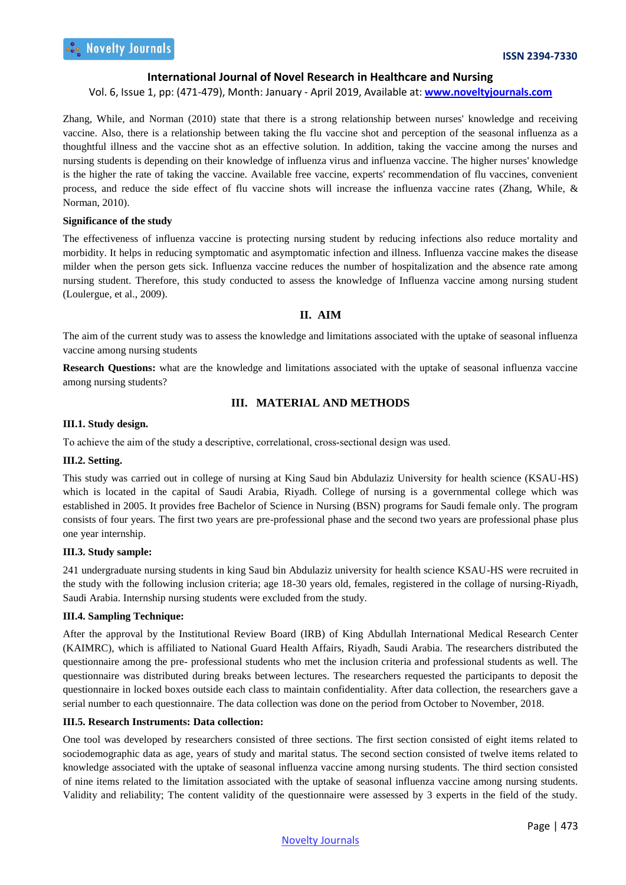Zhang, While, and Norman (2010) state that there is a strong relationship between nurses' knowledge and receiving vaccine. Also, there is a relationship between taking the flu vaccine shot and perception of the seasonal influenza as a thoughtful illness and the vaccine shot as an effective solution. In addition, taking the vaccine among the nurses and nursing students is depending on their knowledge of influenza virus and influenza vaccine. The higher nurses' knowledge is the higher the rate of taking the vaccine. Available free vaccine, experts' recommendation of flu vaccines, convenient process, and reduce the side effect of flu vaccine shots will increase the influenza vaccine rates (Zhang, While, & Norman, 2010).

**Significance of the study**

The effectiveness of influenza vaccine is protecting nursing student by reducing infections also reduce mortality and morbidity. It helps in reducing symptomatic and asymptomatic infection and illness. Influenza vaccine makes the disease milder when the person gets sick. Influenza vaccine reduces the number of hospitalization and the absence rate among nursing student. Therefore, this study conducted to assess the knowledge of Influenza vaccine among nursing student (Loulergue, et al., 2009).

## II. AIM

The aim of the current study was to assess the knowledge and limitations associated with the uptake of seasonal influenza vaccine among nursing students

**Research Questions:** what are the knowledge and limitations associated with the uptake of seasonal influenza vaccine among nursing students?

## III. MATERIAL AND METHODS

### III.1. Study design.

To achieve the aim of the study a descriptive, correlational, cross-sectional design was used.

### III.2. Setting.

This study was carried out in college of nursing at King Saud bin Abdulaziz University for health science (KSAU-HS) which is located in the capital of Saudi Arabia, Riyadh. College of nursing is a governmental college which was established in 2005. It provides free Bachelor of Science in Nursing (BSN) programs for Saudi female only. The program consists of four years. The first two years are pre-professional phase and the second two years are professional phase plus one year internship.

### III.3. Study sample:

241 undergraduate nursing students in king Saud bin Abdulaziz university for health science KSAU-HS were recruited in the study with the following inclusion criteria; age 18-30 years old, females, registered in the collage of nursing-Riyadh, Saudi Arabia. Internship nursing students were excluded from the study.

### III.4. Sampling Technique:

After the approval by the Institutional Review Board (IRB) of King Abdullah International Medical Research Center (KAIMRC), which is affiliated to National Guard Health Affairs, Riyadh, Saudi Arabia. The researchers distributed the questionnaire among the pre- professional students who met the inclusion criteria and professional students as well. The questionnaire was distributed during breaks between lectures. The researchers requested the participants to deposit the questionnaire in locked boxes outside each class to maintain confidentiality. After data collection, the researchers gave a serial number to each questionnaire. The data collection was done on the period from October to November, 2018.

### III.5. Research Instruments: Data collection:

One tool was developed by researchers consisted of three sections. The first section consisted of eight items related to sociodemographic data as age, years of study and marital status. The second section consisted of twelve items related to knowledge associated with the uptake of seasonal influenza vaccine among nursing students. The third section consisted of nine items related to the limitation associated with the uptake of seasonal influenza vaccine among nursing students. Validity and reliability; The content validity of the questionnaire were assessed by 3 experts in the field of the study.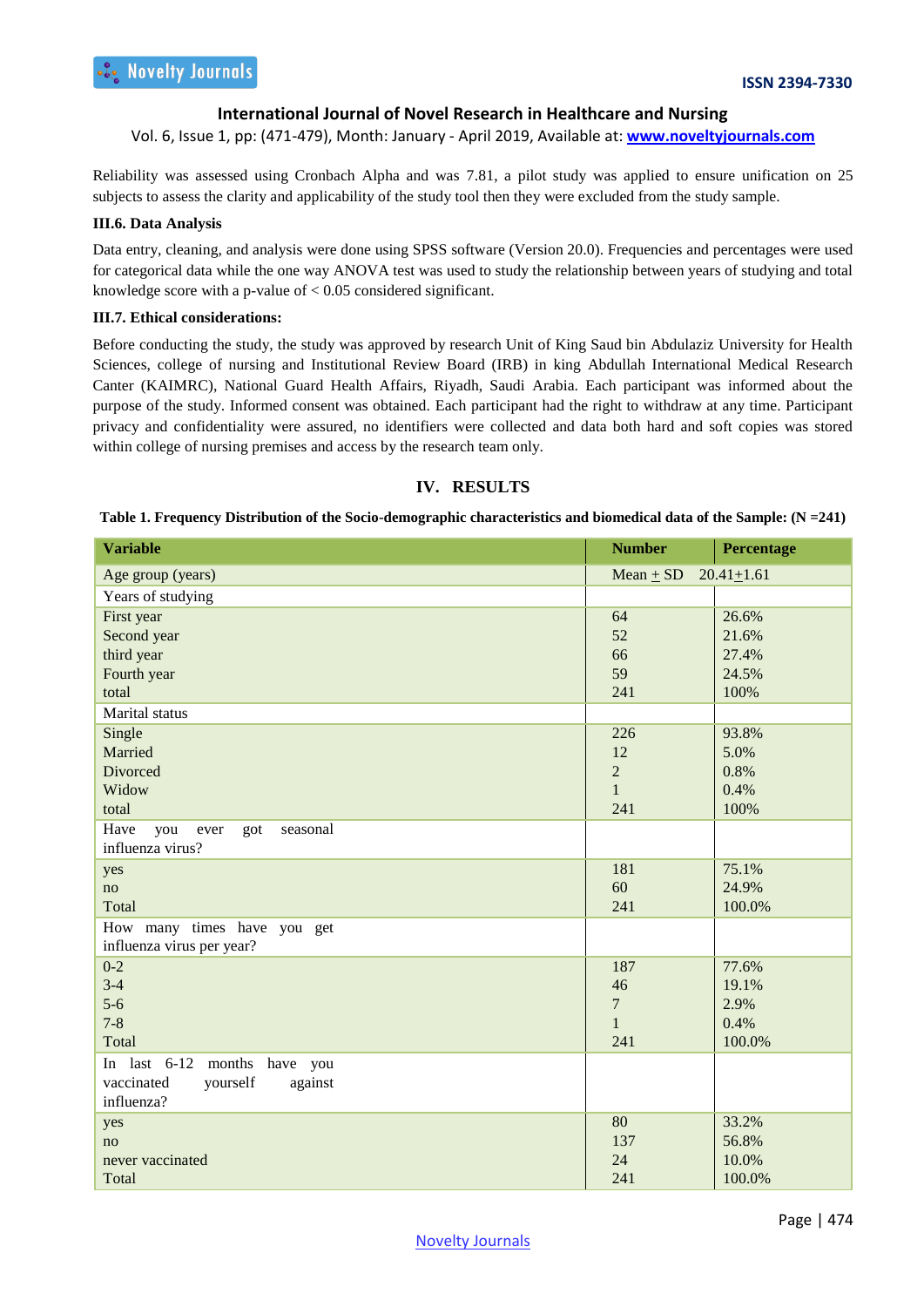Reliability was assessed using Cronbach Alpha and was 7.81, a pilot study was applied to ensure unification on 25 subjects to assess the clarity and applicability of the study tool then they were excluded from the study sample.

### III.6. Data Analysis

Data entry, cleaning, and analysis were done using SPSS software (Version 20.0). Frequencies and percentages were used for categorical data while the one way ANOVA test was used to study the relationship between years of studying and total knowledge score with a p-value of $< 0.05$ considered significant.

### III.7. Ethical considerations:

Before conducting the study, the study was approved by research Unit of King Saud bin Abdulaziz University for Health Sciences, college of nursing and Institutional Review Board (IRB) in king Abdullah International Medical Research Canter (KAIMRC), National Guard Health Affairs, Riyadh, Saudi Arabia. Each participant was informed about the purpose of the study. Informed consent was obtained. Each participant had the right to withdraw at any time. Participant privacy and confidentiality were assured, no identifiers were collected and data both hard and soft copies was stored within college of nursing premises and access by the research team only.

## IV. RESULTS

**Table 1. Frequency Distribution of the Socio-demographic characteristics and biomedical data of the Sample: (N =241)**

| Variable | Number | Percentage |
|---|---|---|
| Age group (years) | Mean $\pm$ SD | 20.41$\pm$1.61 |
| Years of studying | | |
| First year | 64 | 26.6% |
| Second year | 52 | 21.6% |
| third year | 66 | 27.4% |
| Fourth year | 59 | 24.5% |
| total | 241 | 100% |
| Marital status | | |
| Single | 226 | 93.8% |
| Married | 12 | 5.0% |
| Divorced | 2 | 0.8% |
| Widow | 1 | 0.4% |
| total | 241 | 100% |
| Have you ever got seasonal influenza virus? | | |
| yes | 181 | 75.1% |
| no | 60 | 24.9% |
| Total | 241 | 100.0% |
| How many times have you get influenza virus per year? | | |
| 0-2 | 187 | 77.6% |
| 3-4 | 46 | 19.1% |
| 5-6 | 7 | 2.9% |
| 7-8 | 1 | 0.4% |
| Total | 241 | 100.0% |
| In last 6-12 months have you vaccinated yourself against influenza? | | |
| yes | 80 | 33.2% |
| no | 137 | 56.8% |
| never vaccinated | 24 | 10.0% |
| Total | 241 | 100.0% |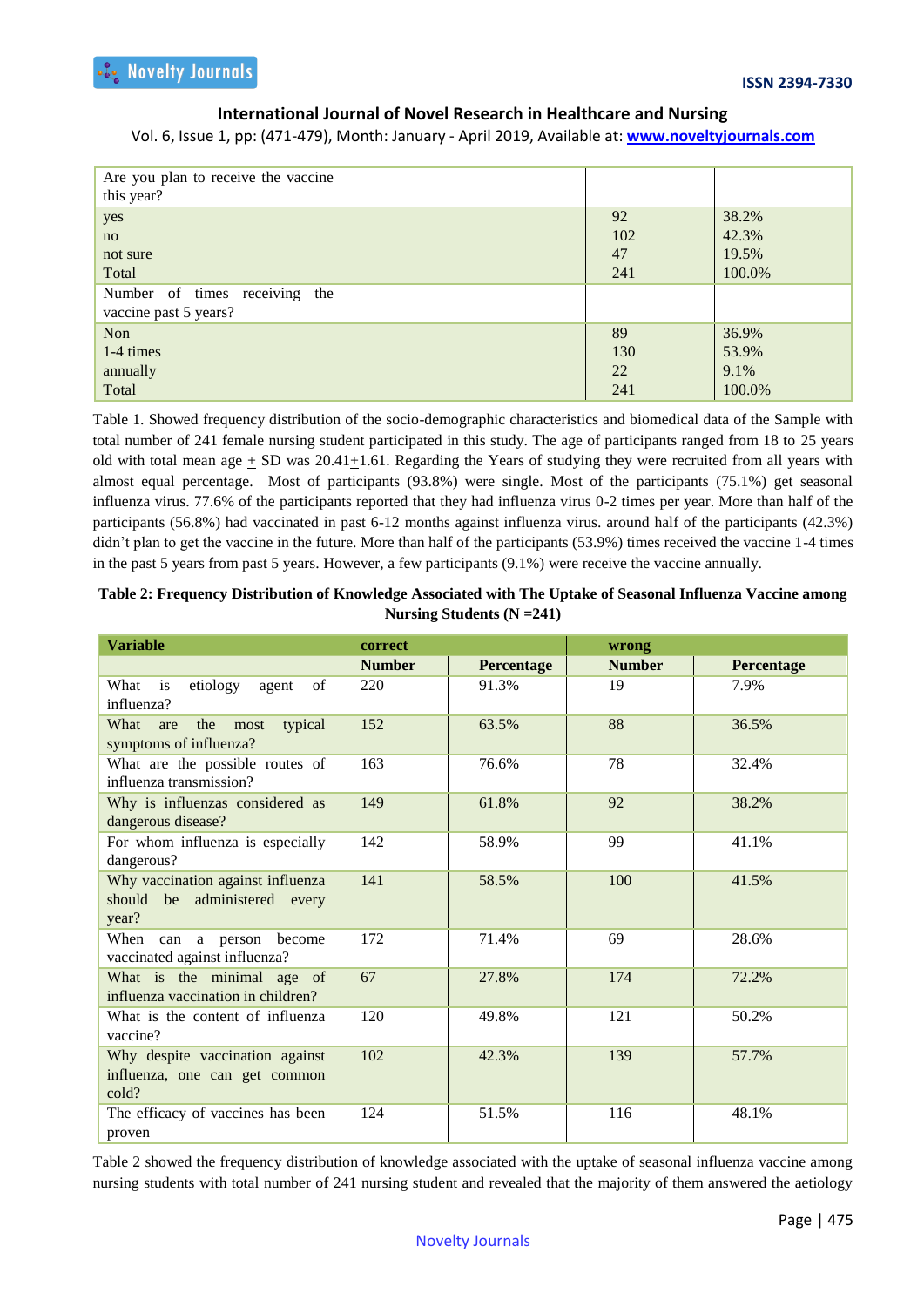| | | |
|---|---|---|
| Are you plan to receive the vaccine this year? | | |
| yes | 92 | 38.2% |
| no | 102 | 42.3% |
| not sure | 47 | 19.5% |
| Total | 241 | 100.0% |
| Number of times receiving the vaccine past 5 years? | | |
| Non | 89 | 36.9% |
| 1-4 times | 130 | 53.9% |
| annually | 22 | 9.1% |
| Total | 241 | 100.0% |

Table 1. Showed frequency distribution of the socio-demographic characteristics and biomedical data of the Sample with total number of 241 female nursing student participated in this study. The age of participants ranged from 18 to 25 years old with total mean age ± SD was 20.41±1.61. Regarding the Years of studying they were recruited from all years with almost equal percentage. Most of participants (93.8%) were single. Most of the participants (75.1%) get seasonal influenza virus. 77.6% of the participants reported that they had influenza virus 0-2 times per year. More than half of the participants (56.8%) had vaccinated in past 6-12 months against influenza virus. around half of the participants (42.3%) didn't plan to get the vaccine in the future. More than half of the participants (53.9%) times received the vaccine 1-4 times in the past 5 years from past 5 years. However, a few participants (9.1%) were receive the vaccine annually.

**Table 2: Frequency Distribution of Knowledge Associated with The Uptake of Seasonal Influenza Vaccine among Nursing Students (N =241)**

| Variable | correct | | wrong | |
|---|---|---|---|---|
| | **Number** | **Percentage** | **Number** | **Percentage** |
| What is etiology agent of influenza? | 220 | 91.3% | 19 | 7.9% |
| What are the most typical symptoms of influenza? | 152 | 63.5% | 88 | 36.5% |
| What are the possible routes of influenza transmission? | 163 | 76.6% | 78 | 32.4% |
| Why is influenzas considered as dangerous disease? | 149 | 61.8% | 92 | 38.2% |
| For whom influenza is especially dangerous? | 142 | 58.9% | 99 | 41.1% |
| Why vaccination against influenza should be administered every year? | 141 | 58.5% | 100 | 41.5% |
| When can a person become vaccinated against influenza? | 172 | 71.4% | 69 | 28.6% |
| What is the minimal age of influenza vaccination in children? | 67 | 27.8% | 174 | 72.2% |
| What is the content of influenza vaccine? | 120 | 49.8% | 121 | 50.2% |
| Why despite vaccination against influenza, one can get common cold? | 102 | 42.3% | 139 | 57.7% |
| The efficacy of vaccines has been proven | 124 | 51.5% | 116 | 48.1% |

Table 2 showed the frequency distribution of knowledge associated with the uptake of seasonal influenza vaccine among nursing students with total number of 241 nursing student and revealed that the majority of them answered the aetiology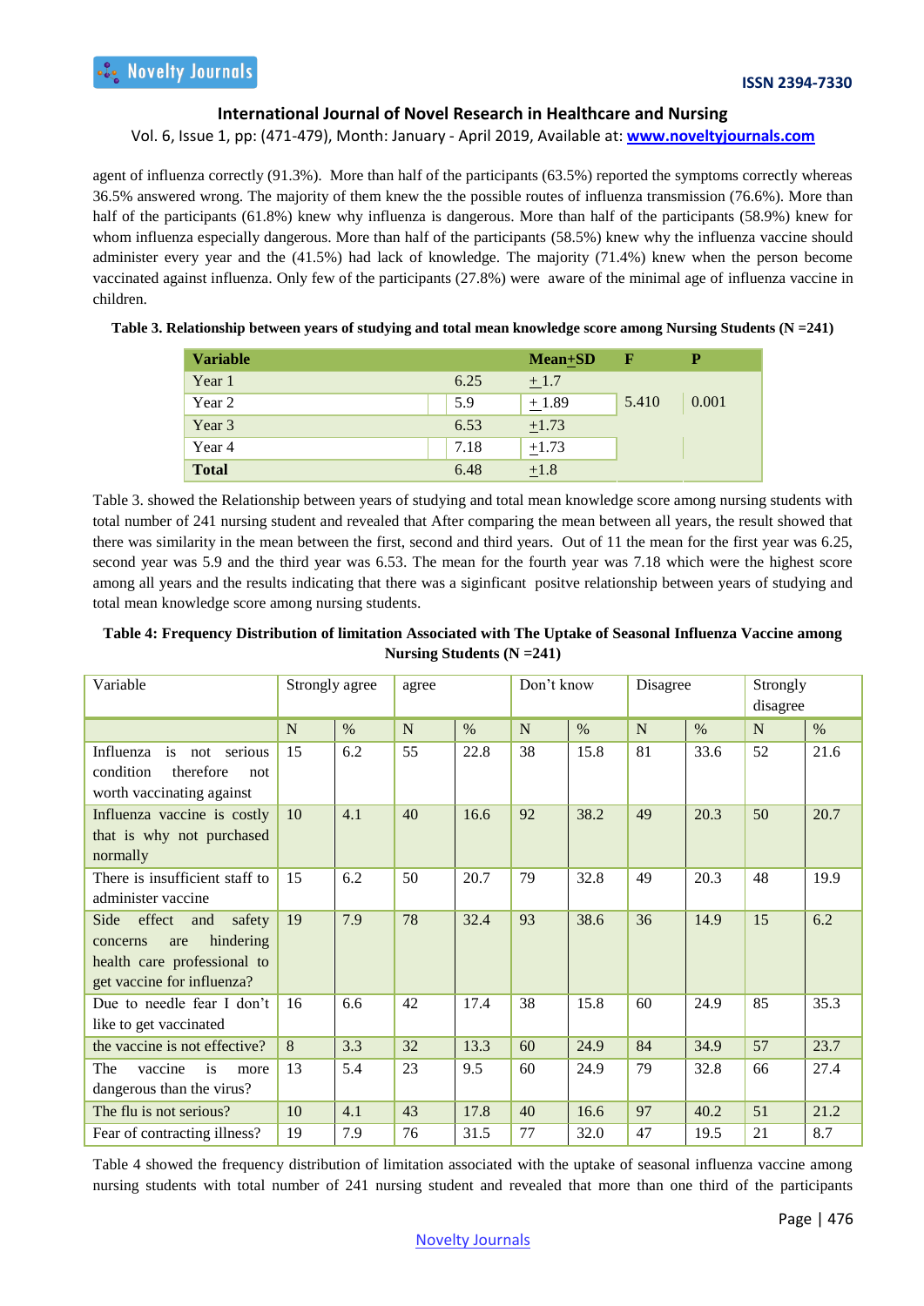agent of influenza correctly (91.3%). More than half of the participants (63.5%) reported the symptoms correctly whereas 36.5% answered wrong. The majority of them knew the the possible routes of influenza transmission (76.6%). More than half of the participants (61.8%) knew why influenza is dangerous. More than half of the participants (58.9%) knew for whom influenza especially dangerous. More than half of the participants (58.5%) knew why the influenza vaccine should administer every year and the (41.5%) had lack of knowledge. The majority (71.4%) knew when the person become vaccinated against influenza. Only few of the participants (27.8%) were aware of the minimal age of influenza vaccine in children.

**Table 3. Relationship between years of studying and total mean knowledge score among Nursing Students (N =241)**

| Variable | Mean±SD | | F | P |
|---|---|---|---|---|
| Year 1 | 6.25 | ± 1.7 | 5.410 | 0.001 |
| Year 2 | 5.9 | ± 1.89 | | |
| Year 3 | 6.53 | ±1.73 | | |
| Year 4 | 7.18 | ±1.73 | | |
| **Total** | 6.48 | ±1.8 | | |

Table 3. showed the Relationship between years of studying and total mean knowledge score among nursing students with total number of 241 nursing student and revealed that After comparing the mean between all years, the result showed that there was similarity in the mean between the first, second and third years. Out of 11 the mean for the first year was 6.25, second year was 5.9 and the third year was 6.53. The mean for the fourth year was 7.18 which were the highest score among all years and the results indicating that there was a siginficant positve relationship between years of studying and total mean knowledge score among nursing students.

**Table 4: Frequency Distribution of limitation Associated with The Uptake of Seasonal Influenza Vaccine among Nursing Students (N =241)**

| Variable | Strongly agree | | agree | | Don't know | | Disagree | | Strongly disagree | |
|---|---|---|---|---|---|---|---|---|---|---|
| | N | % | N | % | N | % | N | % | N | % |
| Influenza is not serious condition therefore not worth vaccinating against | 15 | 6.2 | 55 | 22.8 | 38 | 15.8 | 81 | 33.6 | 52 | 21.6 |
| Influenza vaccine is costly that is why not purchased normally | 10 | 4.1 | 40 | 16.6 | 92 | 38.2 | 49 | 20.3 | 50 | 20.7 |
| There is insufficient staff to administer vaccine | 15 | 6.2 | 50 | 20.7 | 79 | 32.8 | 49 | 20.3 | 48 | 19.9 |
| Side effect and safety concerns are hindering health care professional to get vaccine for influenza? | 19 | 7.9 | 78 | 32.4 | 93 | 38.6 | 36 | 14.9 | 15 | 6.2 |
| Due to needle fear I don't like to get vaccinated | 16 | 6.6 | 42 | 17.4 | 38 | 15.8 | 60 | 24.9 | 85 | 35.3 |
| the vaccine is not effective? | 8 | 3.3 | 32 | 13.3 | 60 | 24.9 | 84 | 34.9 | 57 | 23.7 |
| The vaccine is more dangerous than the virus? | 13 | 5.4 | 23 | 9.5 | 60 | 24.9 | 79 | 32.8 | 66 | 27.4 |
| The flu is not serious? | 10 | 4.1 | 43 | 17.8 | 40 | 16.6 | 97 | 40.2 | 51 | 21.2 |
| Fear of contracting illness? | 19 | 7.9 | 76 | 31.5 | 77 | 32.0 | 47 | 19.5 | 21 | 8.7 |

Table 4 showed the frequency distribution of limitation associated with the uptake of seasonal influenza vaccine among nursing students with total number of 241 nursing student and revealed that more than one third of the participants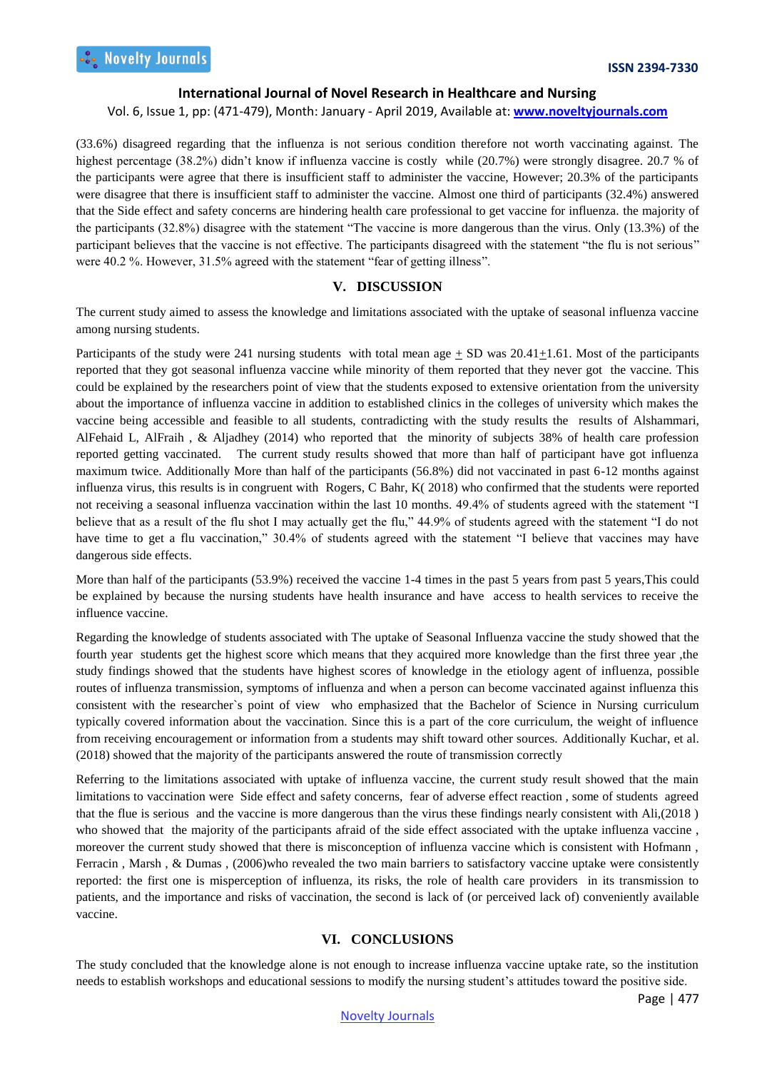(33.6%) disagreed regarding that the influenza is not serious condition therefore not worth vaccinating against. The highest percentage (38.2%) didn't know if influenza vaccine is costly while (20.7%) were strongly disagree. 20.7 % of the participants were agree that there is insufficient staff to administer the vaccine, However; 20.3% of the participants were disagree that there is insufficient staff to administer the vaccine. Almost one third of participants (32.4%) answered that the Side effect and safety concerns are hindering health care professional to get vaccine for influenza. the majority of the participants (32.8%) disagree with the statement "The vaccine is more dangerous than the virus. Only (13.3%) of the participant believes that the vaccine is not effective. The participants disagreed with the statement "the flu is not serious" were 40.2 %. However, 31.5% agreed with the statement "fear of getting illness".

## V. DISCUSSION

The current study aimed to assess the knowledge and limitations associated with the uptake of seasonal influenza vaccine among nursing students.

Participants of the study were 241 nursing students with total mean age ± SD was 20.41±1.61. Most of the participants reported that they got seasonal influenza vaccine while minority of them reported that they never got the vaccine. This could be explained by the researchers point of view that the students exposed to extensive orientation from the university about the importance of influenza vaccine in addition to established clinics in the colleges of university which makes the vaccine being accessible and feasible to all students, contradicting with the study results the results of Alshammari, AlFehaid L, AlFraih , & Aljadhey (2014) who reported that the minority of subjects 38% of health care profession reported getting vaccinated. The current study results showed that more than half of participant have got influenza maximum twice. Additionally More than half of the participants (56.8%) did not vaccinated in past 6-12 months against influenza virus, this results is in congruent with Rogers, C Bahr, K( 2018) who confirmed that the students were reported not receiving a seasonal influenza vaccination within the last 10 months. 49.4% of students agreed with the statement "I believe that as a result of the flu shot I may actually get the flu," 44.9% of students agreed with the statement "I do not have time to get a flu vaccination," 30.4% of students agreed with the statement "I believe that vaccines may have dangerous side effects.

More than half of the participants (53.9%) received the vaccine 1-4 times in the past 5 years from past 5 years,This could be explained by because the nursing students have health insurance and have access to health services to receive the influence vaccine.

Regarding the knowledge of students associated with The uptake of Seasonal Influenza vaccine the study showed that the fourth year students get the highest score which means that they acquired more knowledge than the first three year ,the study findings showed that the students have highest scores of knowledge in the etiology agent of influenza, possible routes of influenza transmission, symptoms of influenza and when a person can become vaccinated against influenza this consistent with the researcher`s point of view who emphasized that the Bachelor of Science in Nursing curriculum typically covered information about the vaccination. Since this is a part of the core curriculum, the weight of influence from receiving encouragement or information from a students may shift toward other sources. Additionally Kuchar, et al. (2018) showed that the majority of the participants answered the route of transmission correctly

Referring to the limitations associated with uptake of influenza vaccine, the current study result showed that the main limitations to vaccination were Side effect and safety concerns, fear of adverse effect reaction , some of students agreed that the flue is serious and the vaccine is more dangerous than the virus these findings nearly consistent with Ali,(2018 ) who showed that the majority of the participants afraid of the side effect associated with the uptake influenza vaccine , moreover the current study showed that there is misconception of influenza vaccine which is consistent with Hofmann , Ferracin , Marsh , & Dumas , (2006)who revealed the two main barriers to satisfactory vaccine uptake were consistently reported: the first one is misperception of influenza, its risks, the role of health care providers in its transmission to patients, and the importance and risks of vaccination, the second is lack of (or perceived lack of) conveniently available vaccine.

## VI. CONCLUSIONS

The study concluded that the knowledge alone is not enough to increase influenza vaccine uptake rate, so the institution needs to establish workshops and educational sessions to modify the nursing student's attitudes toward the positive side.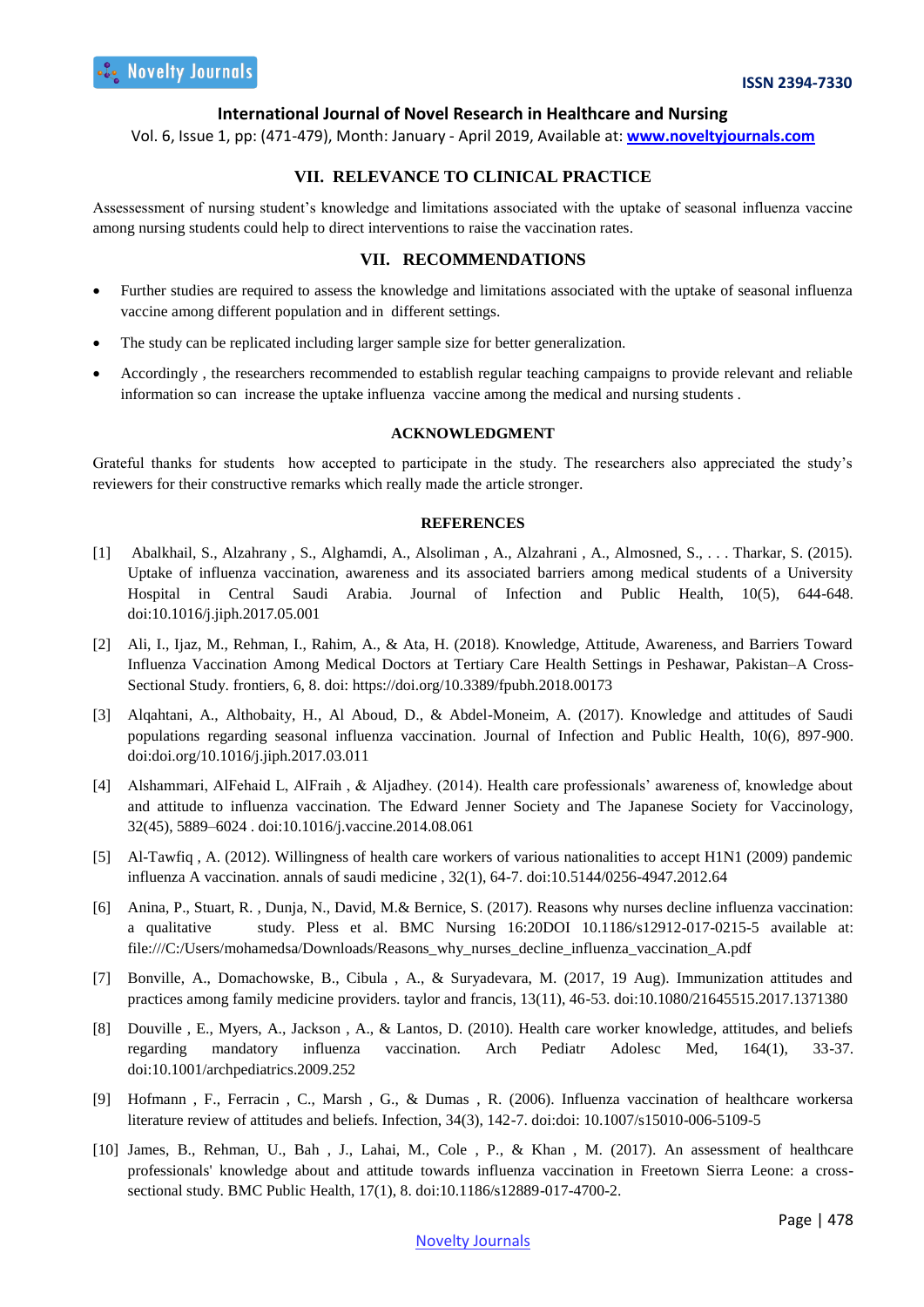## VII. RELEVANCE TO CLINICAL PRACTICE

Assessessment of nursing student's knowledge and limitations associated with the uptake of seasonal influenza vaccine among nursing students could help to direct interventions to raise the vaccination rates.

## VII. RECOMMENDATIONS

- Further studies are required to assess the knowledge and limitations associated with the uptake of seasonal influenza vaccine among different population and in different settings.
- The study can be replicated including larger sample size for better generalization.
- Accordingly , the researchers recommended to establish regular teaching campaigns to provide relevant and reliable information so can increase the uptake influenza vaccine among the medical and nursing students .

### ACKNOWLEDGMENT

Grateful thanks for students how accepted to participate in the study. The researchers also appreciated the study's reviewers for their constructive remarks which really made the article stronger.

### REFERENCES

[1] Abalkhail, S., Alzahrany , S., Alghamdi, A., Alsoliman , A., Alzahrani , A., Almosned, S., . . . Tharkar, S. (2015). Uptake of influenza vaccination, awareness and its associated barriers among medical students of a University Hospital in Central Saudi Arabia. Journal of Infection and Public Health, 10(5), 644-648. doi:10.1016/j.jiph.2017.05.001

[2] Ali, I., Ijaz, M., Rehman, I., Rahim, A., & Ata, H. (2018). Knowledge, Attitude, Awareness, and Barriers Toward Influenza Vaccination Among Medical Doctors at Tertiary Care Health Settings in Peshawar, Pakistan–A Cross-Sectional Study. frontiers, 6, 8. doi: https://doi.org/10.3389/fpubh.2018.00173

[3] Alqahtani, A., Althobaity, H., Al Aboud, D., & Abdel-Moneim, A. (2017). Knowledge and attitudes of Saudi populations regarding seasonal influenza vaccination. Journal of Infection and Public Health, 10(6), 897-900. doi:doi.org/10.1016/j.jiph.2017.03.011

[4] Alshammari, AlFehaid L, AlFraih , & Aljadhey. (2014). Health care professionals' awareness of, knowledge about and attitude to influenza vaccination. The Edward Jenner Society and The Japanese Society for Vaccinology, 32(45), 5889–6024 . doi:10.1016/j.vaccine.2014.08.061

[5] Al-Tawfiq , A. (2012). Willingness of health care workers of various nationalities to accept H1N1 (2009) pandemic influenza A vaccination. annals of saudi medicine , 32(1), 64-7. doi:10.5144/0256-4947.2012.64

[6] Anina, P., Stuart, R. , Dunja, N., David, M.& Bernice, S. (2017). Reasons why nurses decline influenza vaccination: a qualitative study. Pless et al. BMC Nursing 16:20DOI 10.1186/s12912-017-0215-5 available at: file:///C:/Users/mohamedsa/Downloads/Reasons_why_nurses_decline_influenza_vaccination_A.pdf

[7] Bonville, A., Domachowske, B., Cibula , A., & Suryadevara, M. (2017, 19 Aug). Immunization attitudes and practices among family medicine providers. taylor and francis, 13(11), 46-53. doi:10.1080/21645515.2017.1371380

[8] Douville , E., Myers, A., Jackson , A., & Lantos, D. (2010). Health care worker knowledge, attitudes, and beliefs regarding mandatory influenza vaccination. Arch Pediatr Adolesc Med, 164(1), 33-37. doi:10.1001/archpediatrics.2009.252

[9] Hofmann , F., Ferracin , C., Marsh , G., & Dumas , R. (2006). Influenza vaccination of healthcare workersa literature review of attitudes and beliefs. Infection, 34(3), 142-7. doi:doi: 10.1007/s15010-006-5109-5

[10] James, B., Rehman, U., Bah , J., Lahai, M., Cole , P., & Khan , M. (2017). An assessment of healthcare professionals' knowledge about and attitude towards influenza vaccination in Freetown Sierra Leone: a cross-sectional study. BMC Public Health, 17(1), 8. doi:10.1186/s12889-017-4700-2.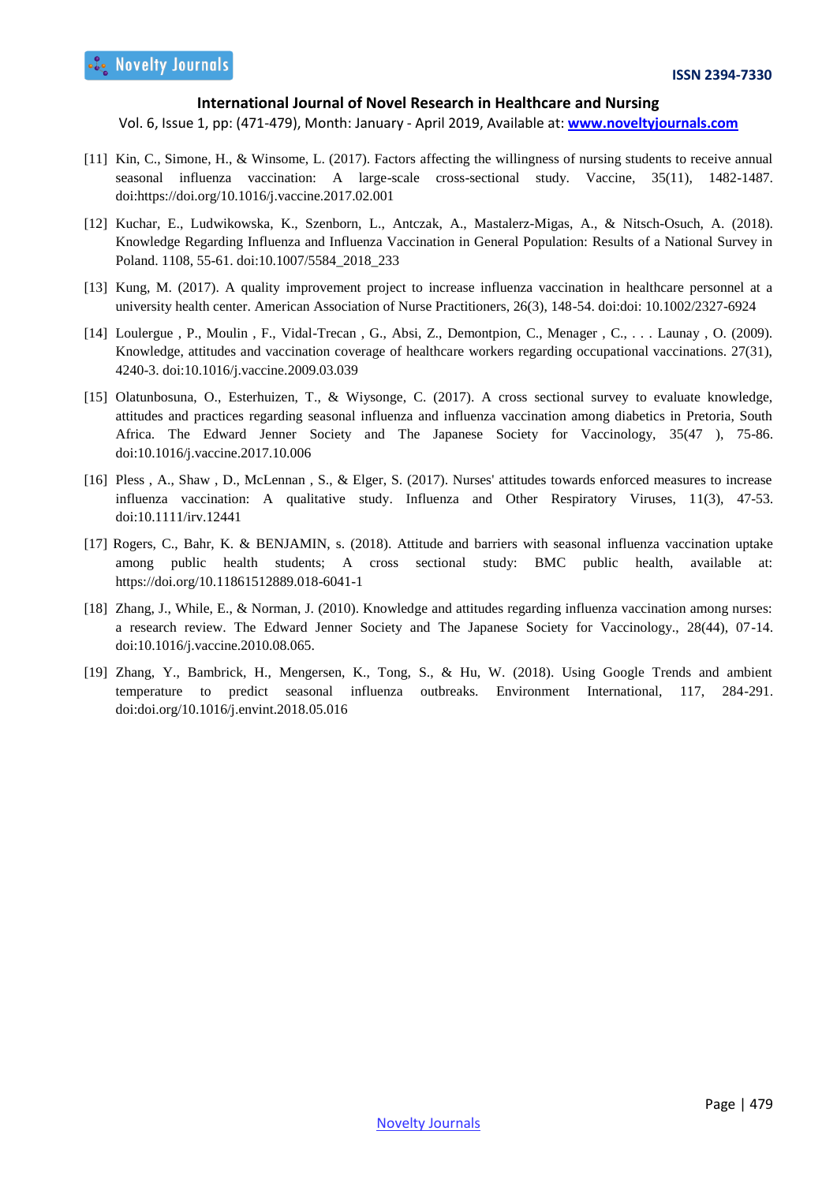[11] Kin, C., Simone, H., & Winsome, L. (2017). Factors affecting the willingness of nursing students to receive annual seasonal influenza vaccination: A large-scale cross-sectional study. Vaccine, 35(11), 1482-1487. doi:https://doi.org/10.1016/j.vaccine.2017.02.001

[12] Kuchar, E., Ludwikowska, K., Szenborn, L., Antczak, A., Mastalerz-Migas, A., & Nitsch-Osuch, A. (2018). Knowledge Regarding Influenza and Influenza Vaccination in General Population: Results of a National Survey in Poland. 1108, 55-61. doi:10.1007/5584_2018_233

[13] Kung, M. (2017). A quality improvement project to increase influenza vaccination in healthcare personnel at a university health center. American Association of Nurse Practitioners, 26(3), 148-54. doi:doi: 10.1002/2327-6924

[14] Loulergue , P., Moulin , F., Vidal-Trecan , G., Absi, Z., Demontpion, C., Menager , C., . . . Launay , O. (2009). Knowledge, attitudes and vaccination coverage of healthcare workers regarding occupational vaccinations. 27(31), 4240-3. doi:10.1016/j.vaccine.2009.03.039

[15] Olatunbosuna, O., Esterhuizen, T., & Wiysonge, C. (2017). A cross sectional survey to evaluate knowledge, attitudes and practices regarding seasonal influenza and influenza vaccination among diabetics in Pretoria, South Africa. The Edward Jenner Society and The Japanese Society for Vaccinology, 35(47 ), 75-86. doi:10.1016/j.vaccine.2017.10.006

[16] Pless , A., Shaw , D., McLennan , S., & Elger, S. (2017). Nurses' attitudes towards enforced measures to increase influenza vaccination: A qualitative study. Influenza and Other Respiratory Viruses, 11(3), 47-53. doi:10.1111/irv.12441

[17] Rogers, C., Bahr, K. & BENJAMIN, s. (2018). Attitude and barriers with seasonal influenza vaccination uptake among public health students; A cross sectional study: BMC public health, available at: https://doi.org/10.11861512889.018-6041-1

[18] Zhang, J., While, E., & Norman, J. (2010). Knowledge and attitudes regarding influenza vaccination among nurses: a research review. The Edward Jenner Society and The Japanese Society for Vaccinology., 28(44), 07-14. doi:10.1016/j.vaccine.2010.08.065.

[19] Zhang, Y., Bambrick, H., Mengersen, K., Tong, S., & Hu, W. (2018). Using Google Trends and ambient temperature to predict seasonal influenza outbreaks. Environment International, 117, 284-291. doi:doi.org/10.1016/j.envint.2018.05.016